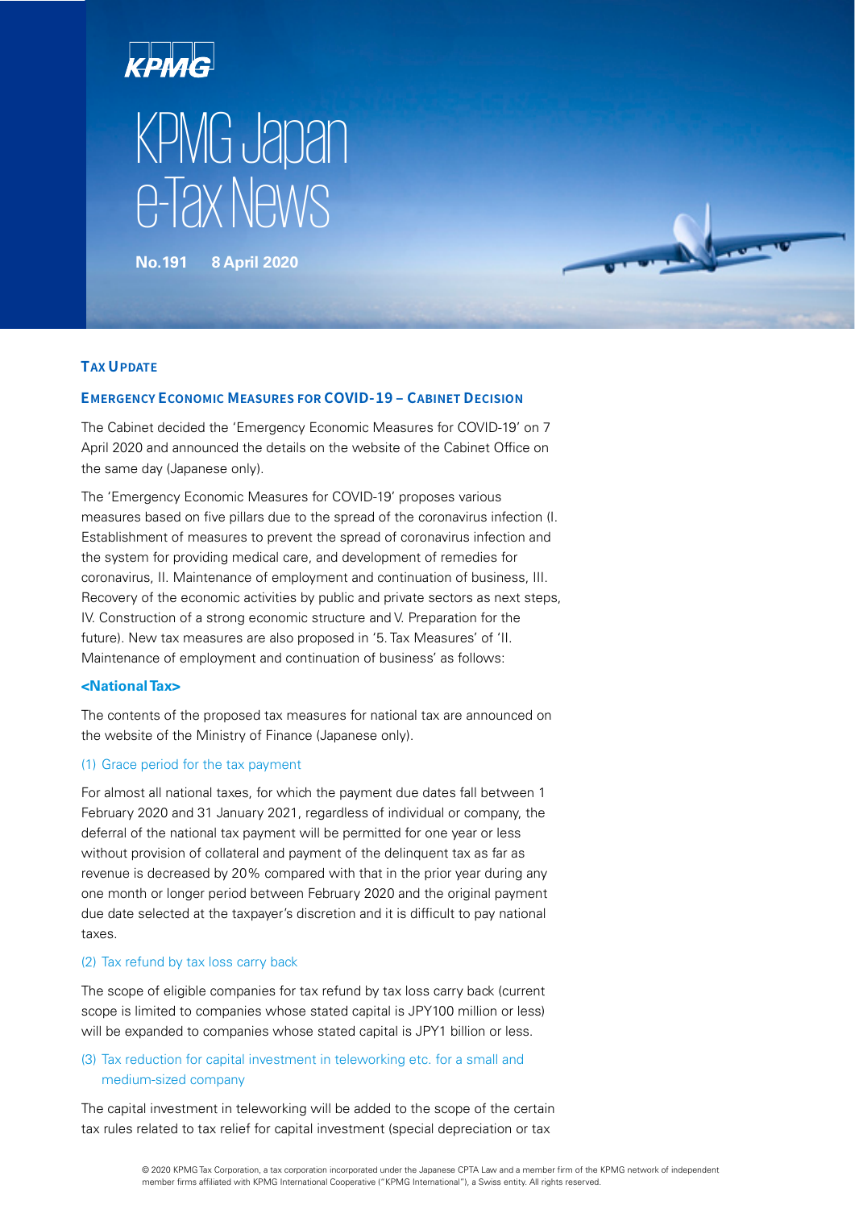# KPMG Japan e-Tax News

**No.191 8 April 2020**

## Tax Update

### Emergency Economic Measures for COVID-19 – Cabinet Decision

The Cabinet decided the 'Emergency Economic Measures for COVID-19' on 7 April 2020 and announced the details on the website of the Cabinet Office on the same day (Japanese only).

The 'Emergency Economic Measures for COVID-19' proposes various measures based on five pillars due to the spread of the coronavirus infection (I. Establishment of measures to prevent the spread of coronavirus infection and the system for providing medical care, and development of remedies for coronavirus, II. Maintenance of employment and continuation of business, III. Recovery of the economic activities by public and private sectors as next steps, IV. Construction of a strong economic structure and V. Preparation for the future). New tax measures are also proposed in '5. Tax Measures' of 'II. Maintenance of employment and continuation of business' as follows:

**<National Tax>**

The contents of the proposed tax measures for national tax are announced on the website of the Ministry of Finance (Japanese only).

(1) Grace period for the tax payment

For almost all national taxes, for which the payment due dates fall between 1 February 2020 and 31 January 2021, regardless of individual or company, the deferral of the national tax payment will be permitted for one year or less without provision of collateral and payment of the delinquent tax as far as revenue is decreased by 20% compared with that in the prior year during any one month or longer period between February 2020 and the original payment due date selected at the taxpayer's discretion and it is difficult to pay national taxes.

(2) Tax refund by tax loss carry back

The scope of eligible companies for tax refund by tax loss carry back (current scope is limited to companies whose stated capital is JPY100 million or less) will be expanded to companies whose stated capital is JPY1 billion or less.

(3) Tax reduction for capital investment in teleworking etc. for a small and medium-sized company

The capital investment in teleworking will be added to the scope of the certain tax rules related to tax relief for capital investment (special depreciation or tax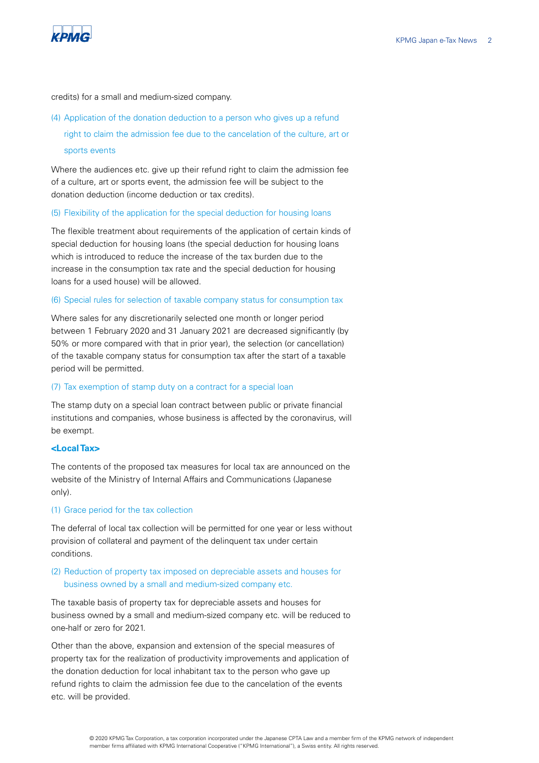credits) for a small and medium-sized company.

#### (4) Application of the donation deduction to a person who gives up a refund right to claim the admission fee due to the cancelation of the culture, art or sports events

Where the audiences etc. give up their refund right to claim the admission fee of a culture, art or sports event, the admission fee will be subject to the donation deduction (income deduction or tax credits).

#### (5) Flexibility of the application for the special deduction for housing loans

The flexible treatment about requirements of the application of certain kinds of special deduction for housing loans (the special deduction for housing loans which is introduced to reduce the increase of the tax burden due to the increase in the consumption tax rate and the special deduction for housing loans for a used house) will be allowed.

#### (6) Special rules for selection of taxable company status for consumption tax

Where sales for any discretionarily selected one month or longer period between 1 February 2020 and 31 January 2021 are decreased significantly (by 50% or more compared with that in prior year), the selection (or cancellation) of the taxable company status for consumption tax after the start of a taxable period will be permitted.

#### (7) Tax exemption of stamp duty on a contract for a special loan

The stamp duty on a special loan contract between public or private financial institutions and companies, whose business is affected by the coronavirus, will be exempt.

### <Local Tax>

The contents of the proposed tax measures for local tax are announced on the website of the Ministry of Internal Affairs and Communications (Japanese only).

#### (1) Grace period for the tax collection

The deferral of local tax collection will be permitted for one year or less without provision of collateral and payment of the delinquent tax under certain conditions.

#### (2) Reduction of property tax imposed on depreciable assets and houses for business owned by a small and medium-sized company etc.

The taxable basis of property tax for depreciable assets and houses for business owned by a small and medium-sized company etc. will be reduced to one-half or zero for 2021.

Other than the above, expansion and extension of the special measures of property tax for the realization of productivity improvements and application of the donation deduction for local inhabitant tax to the person who gave up refund rights to claim the admission fee due to the cancelation of the events etc. will be provided.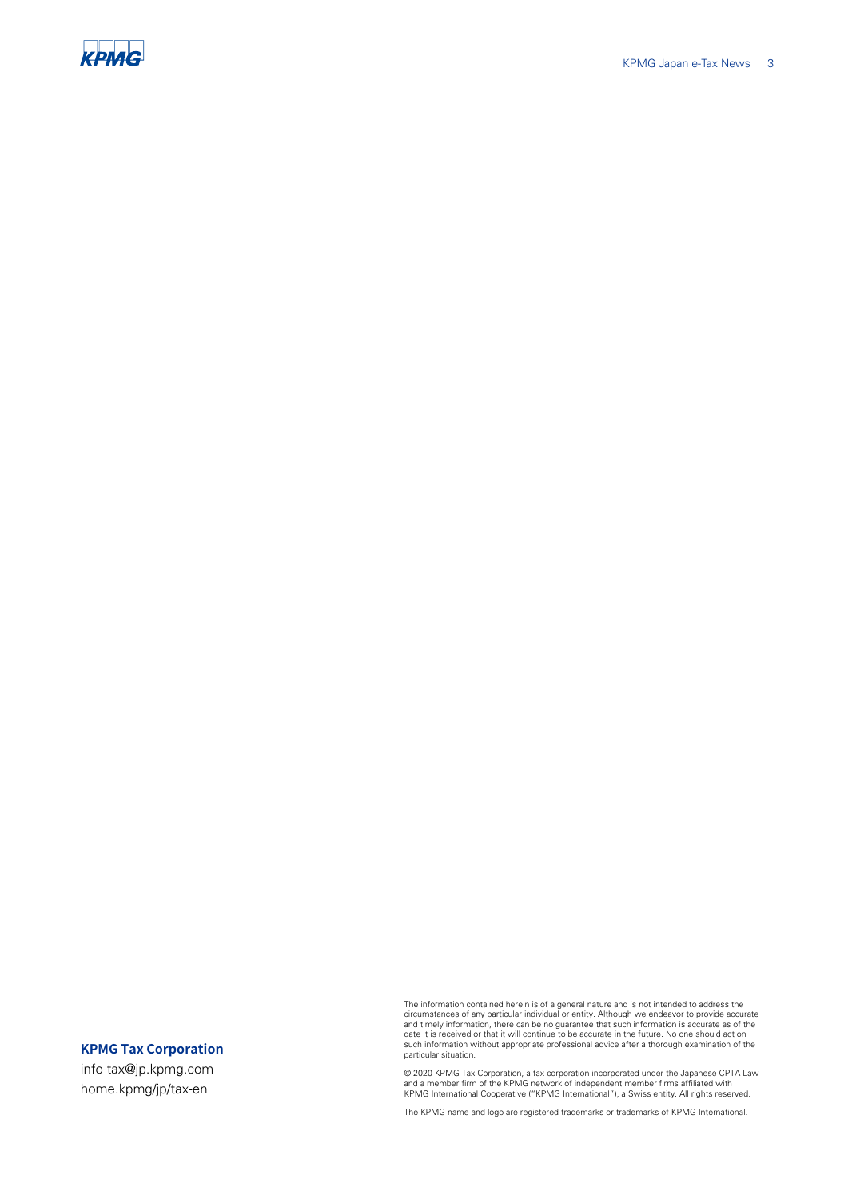**KPMG Tax Corporation**

info-tax@jp.kpmg.com
home.kpmg/jp/tax-en

The information contained herein is of a general nature and is not intended to address the circumstances of any particular individual or entity. Although we endeavor to provide accurate and timely information, there can be no guarantee that such information is accurate as of the date it is received or that it will continue to be accurate in the future. No one should act on such information without appropriate professional advice after a thorough examination of the particular situation.

© 2020 KPMG Tax Corporation, a tax corporation incorporated under the Japanese CPTA Law and a member firm of the KPMG network of independent member firms affiliated with KPMG International Cooperative ("KPMG International"), a Swiss entity. All rights reserved.

The KPMG name and logo are registered trademarks or trademarks of KPMG International.